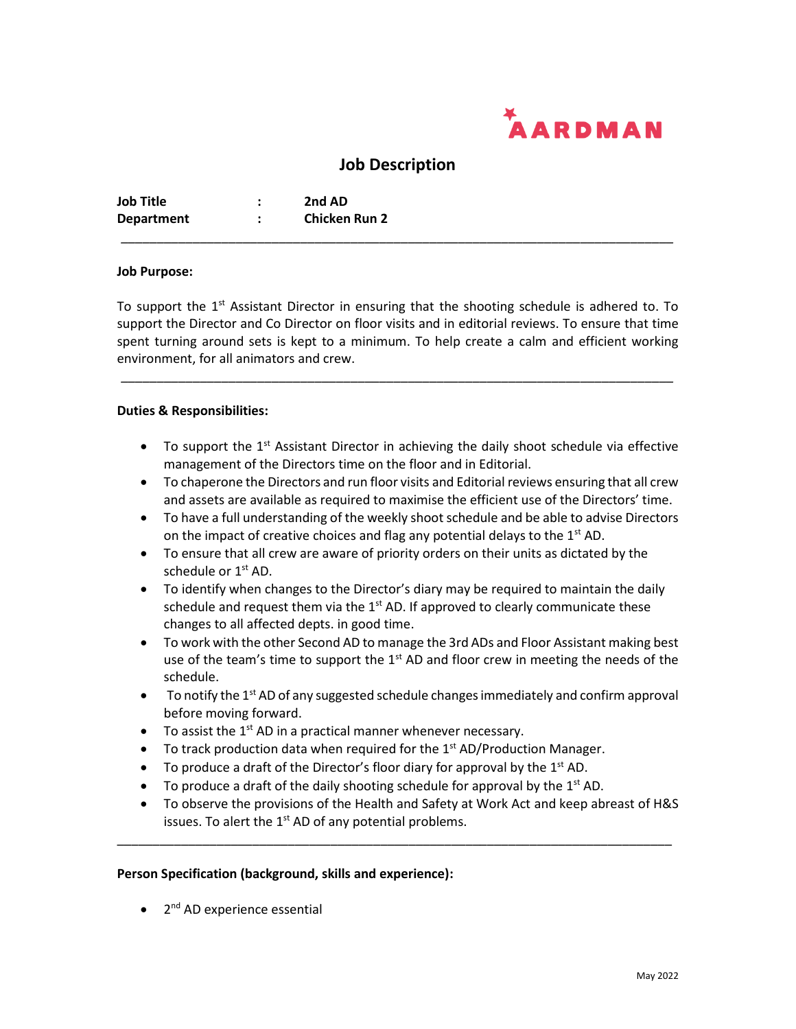AARDMAN

# Job Description

**Job Title** : **2nd AD**
**Department** : **Chicken Run 2**

---

**Job Purpose:**

To support the 1st Assistant Director in ensuring that the shooting schedule is adhered to. To support the Director and Co Director on floor visits and in editorial reviews. To ensure that time spent turning around sets is kept to a minimum. To help create a calm and efficient working environment, for all animators and crew.

---

**Duties & Responsibilities:**

- To support the 1st Assistant Director in achieving the daily shoot schedule via effective management of the Directors time on the floor and in Editorial.
- To chaperone the Directors and run floor visits and Editorial reviews ensuring that all crew and assets are available as required to maximise the efficient use of the Directors' time.
- To have a full understanding of the weekly shoot schedule and be able to advise Directors on the impact of creative choices and flag any potential delays to the 1st AD.
- To ensure that all crew are aware of priority orders on their units as dictated by the schedule or 1st AD.
- To identify when changes to the Director's diary may be required to maintain the daily schedule and request them via the 1st AD. If approved to clearly communicate these changes to all affected depts. in good time.
- To work with the other Second AD to manage the 3rd ADs and Floor Assistant making best use of the team's time to support the 1st AD and floor crew in meeting the needs of the schedule.
- To notify the 1st AD of any suggested schedule changes immediately and confirm approval before moving forward.
- To assist the 1st AD in a practical manner whenever necessary.
- To track production data when required for the 1st AD/Production Manager.
- To produce a draft of the Director's floor diary for approval by the 1st AD.
- To produce a draft of the daily shooting schedule for approval by the 1st AD.
- To observe the provisions of the Health and Safety at Work Act and keep abreast of H&S issues. To alert the 1st AD of any potential problems.

---

**Person Specification (background, skills and experience):**

- 2nd AD experience essential

May 2022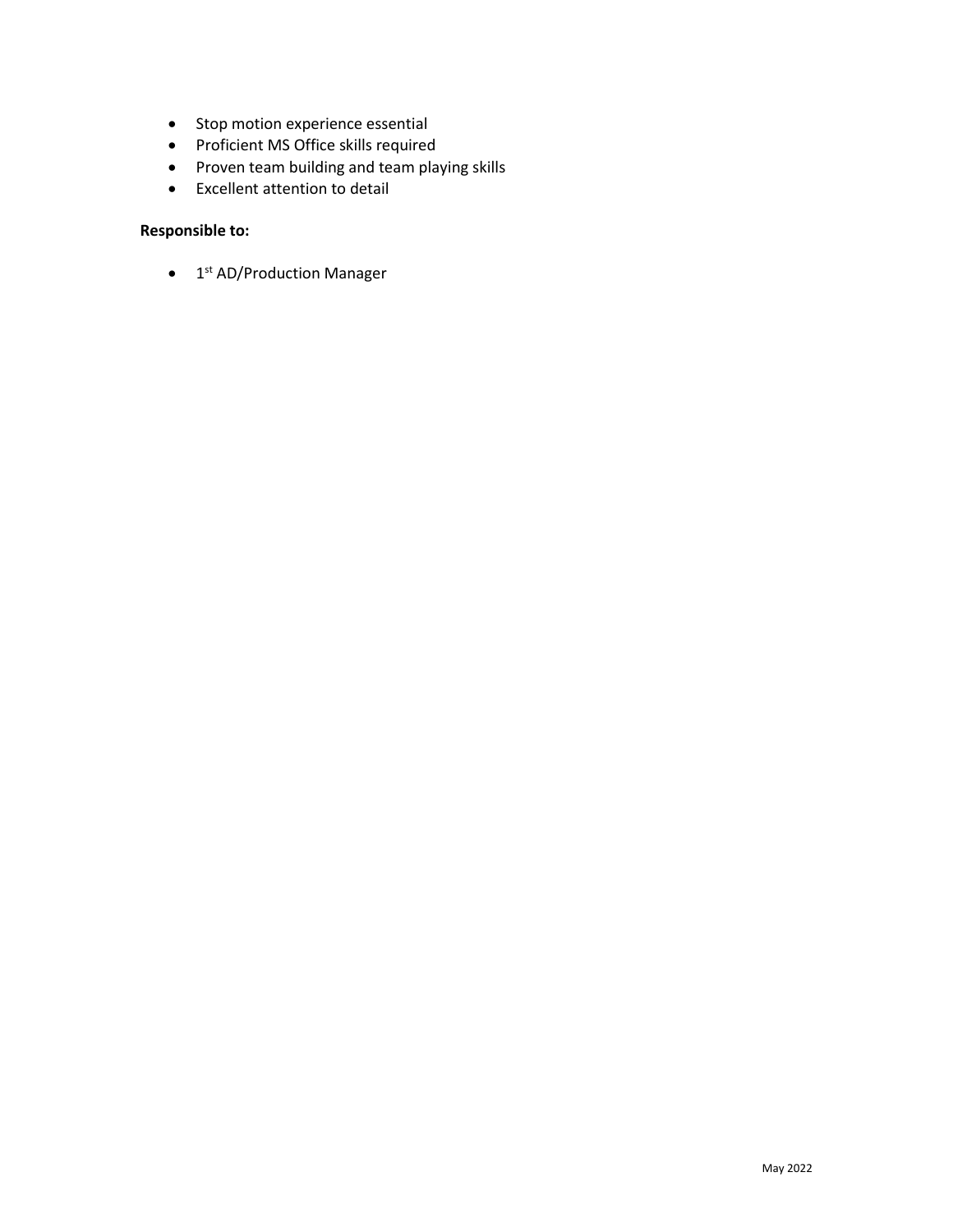- Stop motion experience essential
- Proficient MS Office skills required
- Proven team building and team playing skills
- Excellent attention to detail

**Responsible to:**

- 1st AD/Production Manager

May 2022